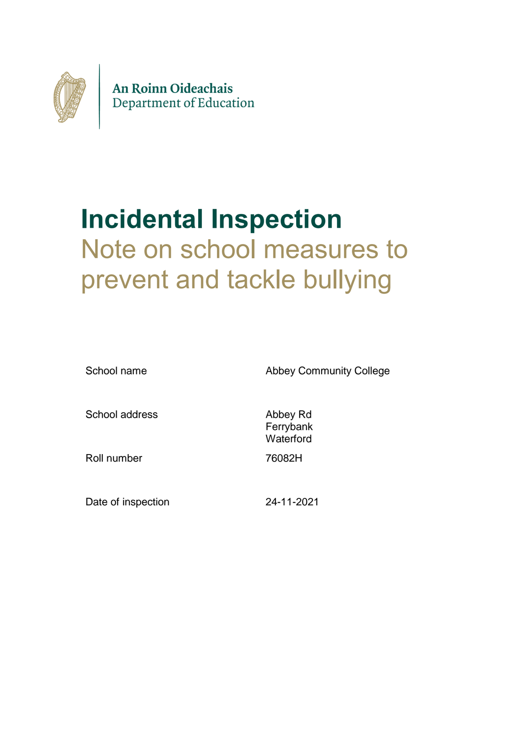An Roinn Oideachais
Department of Education

# Incidental Inspection

## Note on school measures to prevent and tackle bullying

| | |
|---|---|
| School name | Abbey Community College |
| School address | Abbey Rd<br>Ferrybank<br>Waterford |
| Roll number | 76082H |
| Date of inspection | 24-11-2021 |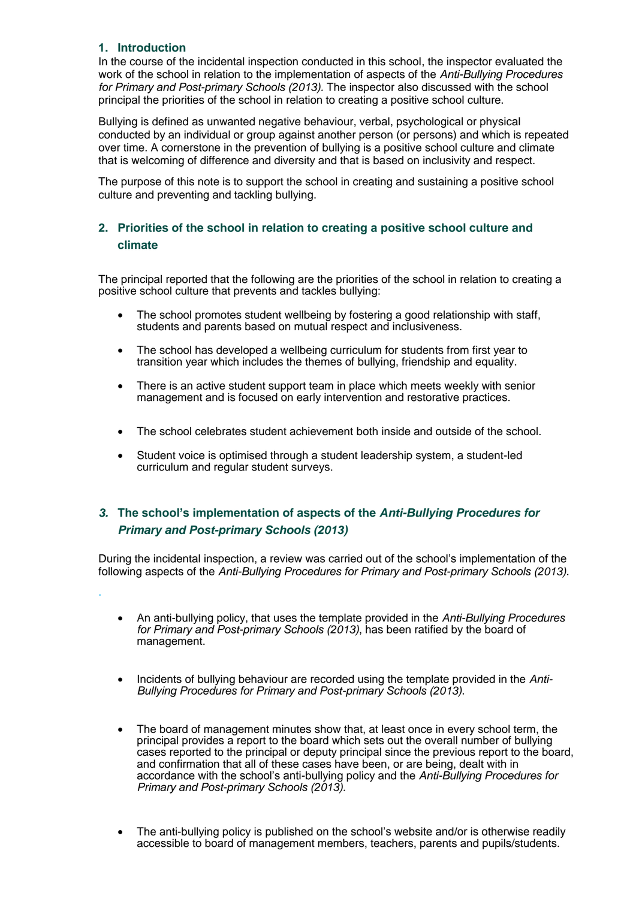## 1. Introduction

In the course of the incidental inspection conducted in this school, the inspector evaluated the work of the school in relation to the implementation of aspects of the *Anti-Bullying Procedures for Primary and Post-primary Schools (2013).* The inspector also discussed with the school principal the priorities of the school in relation to creating a positive school culture.

Bullying is defined as unwanted negative behaviour, verbal, psychological or physical conducted by an individual or group against another person (or persons) and which is repeated over time. A cornerstone in the prevention of bullying is a positive school culture and climate that is welcoming of difference and diversity and that is based on inclusivity and respect.

The purpose of this note is to support the school in creating and sustaining a positive school culture and preventing and tackling bullying.

## 2. Priorities of the school in relation to creating a positive school culture and climate

The principal reported that the following are the priorities of the school in relation to creating a positive school culture that prevents and tackles bullying:

- The school promotes student wellbeing by fostering a good relationship with staff, students and parents based on mutual respect and inclusiveness.
- The school has developed a wellbeing curriculum for students from first year to transition year which includes the themes of bullying, friendship and equality.
- There is an active student support team in place which meets weekly with senior management and is focused on early intervention and restorative practices.
- The school celebrates student achievement both inside and outside of the school.
- Student voice is optimised through a student leadership system, a student-led curriculum and regular student surveys.

## 3. The school's implementation of aspects of the *Anti-Bullying Procedures for Primary and Post-primary Schools (2013)*

During the incidental inspection, a review was carried out of the school's implementation of the following aspects of the *Anti-Bullying Procedures for Primary and Post-primary Schools (2013)*.

- An anti-bullying policy, that uses the template provided in the *Anti-Bullying Procedures for Primary and Post-primary Schools (2013)*, has been ratified by the board of management.
- Incidents of bullying behaviour are recorded using the template provided in the *Anti-Bullying Procedures for Primary and Post-primary Schools (2013).*
- The board of management minutes show that, at least once in every school term, the principal provides a report to the board which sets out the overall number of bullying cases reported to the principal or deputy principal since the previous report to the board, and confirmation that all of these cases have been, or are being, dealt with in accordance with the school's anti-bullying policy and the *Anti-Bullying Procedures for Primary and Post-primary Schools (2013).*
- The anti-bullying policy is published on the school's website and/or is otherwise readily accessible to board of management members, teachers, parents and pupils/students.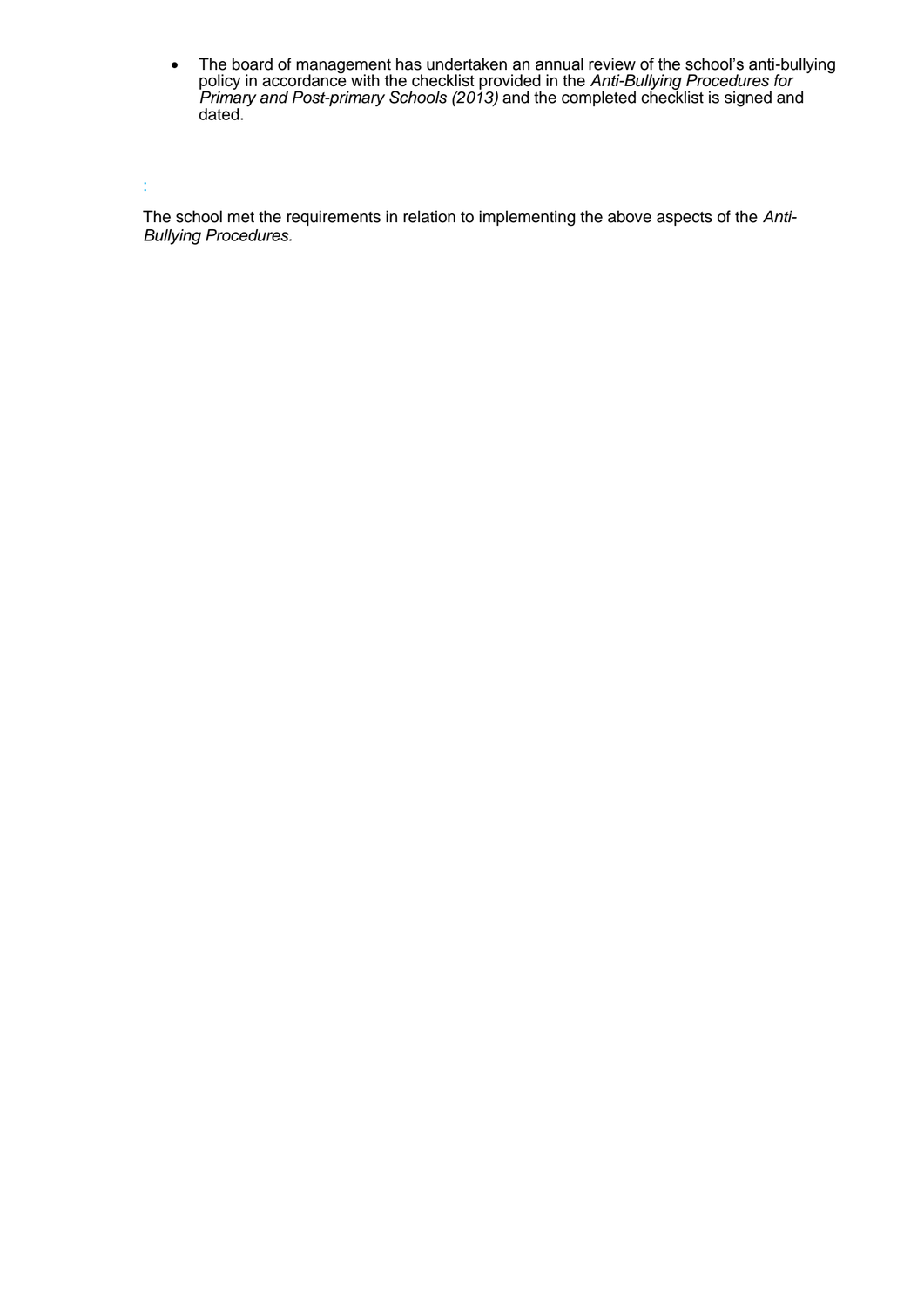- The board of management has undertaken an annual review of the school's anti-bullying policy in accordance with the checklist provided in the *Anti-Bullying Procedures for Primary and Post-primary Schools (2013)* and the completed checklist is signed and dated.

:

The school met the requirements in relation to implementing the above aspects of the *Anti-Bullying Procedures.*